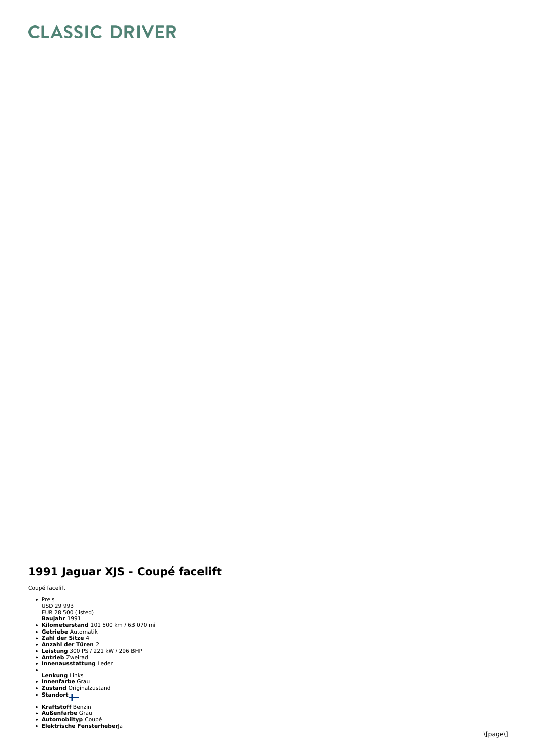# CLASSIC DRIVER

## 1991 Jaguar XJS - Coupé facelift

Coupé facelift

- Preis
  USD 29 993
  EUR 28 500 (listed)
  **Baujahr** 1991
- **Kilometerstand** 101 500 km / 63 070 mi
- **Getriebe** Automatik
- **Zahl der Sitze** 4
- **Anzahl der Türen** 2
- **Leistung** 300 PS / 221 kW / 296 BHP
- **Antrieb** Zweirad
- **Innenausstattung** Leder
- 
  **Lenkung** Links
- **Innenfarbe** Grau
- **Zustand** Originalzustand
- **Standort**
- **Kraftstoff** Benzin
- **Außenfarbe** Grau
- **Automobiltyp** Coupé
- **Elektrische Fensterheber** Ja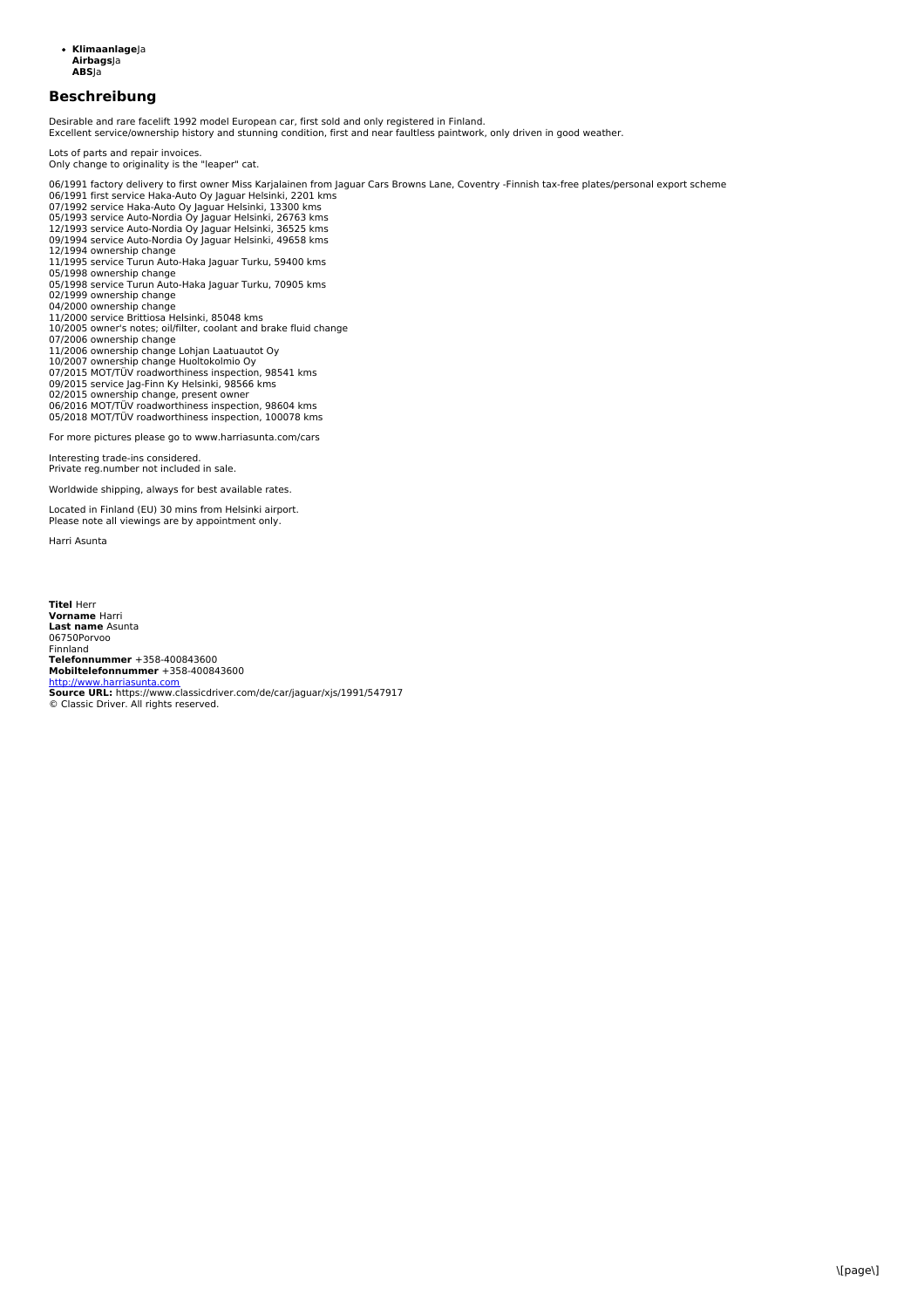- **Klimaanlage**Ja
  **Airbags**Ja
  **ABS**Ja

## Beschreibung

Desirable and rare facelift 1992 model European car, first sold and only registered in Finland.
Excellent service/ownership history and stunning condition, first and near faultless paintwork, only driven in good weather.

Lots of parts and repair invoices.
Only change to originality is the "leaper" cat.

06/1991 factory delivery to first owner Miss Karjalainen from Jaguar Cars Browns Lane, Coventry -Finnish tax-free plates/personal export scheme
06/1991 first service Haka-Auto Oy Jaguar Helsinki, 2201 kms
07/1992 service Haka-Auto Oy Jaguar Helsinki, 13300 kms
05/1993 service Auto-Nordia Oy Jaguar Helsinki, 26763 kms
12/1993 service Auto-Nordia Oy Jaguar Helsinki, 36525 kms
09/1994 service Auto-Nordia Oy Jaguar Helsinki, 49658 kms
12/1994 ownership change
11/1995 service Turun Auto-Haka Jaguar Turku, 59400 kms
05/1998 ownership change
05/1998 service Turun Auto-Haka Jaguar Turku, 70905 kms
02/1999 ownership change
04/2000 ownership change
11/2000 service Brittiosa Helsinki, 85048 kms
10/2005 owner's notes; oil/filter, coolant and brake fluid change
07/2006 ownership change
11/2006 ownership change Lohjan Laatuautot Oy
10/2007 ownership change Huoltokolmio Oy
07/2015 MOT/TÜV roadworthiness inspection, 98541 kms
09/2015 service Jag-Finn Ky Helsinki, 98566 kms
02/2015 ownership change, present owner
06/2016 MOT/TÜV roadworthiness inspection, 98604 kms
05/2018 MOT/TÜV roadworthiness inspection, 100078 kms

For more pictures please go to www.harriasunta.com/cars

Interesting trade-ins considered.
Private reg.number not included in sale.

Worldwide shipping, always for best available rates.

Located in Finland (EU) 30 mins from Helsinki airport.
Please note all viewings are by appointment only.

Harri Asunta

**Titel** Herr
**Vorname** Harri
**Last name** Asunta
06750Porvoo
Finnland
**Telefonnummer** +358-400843600
**Mobiltelefonnummer** +358-400843600
http://www.harriasunta.com
**Source URL:** https://www.classicdriver.com/de/car/jaguar/xjs/1991/547917
© Classic Driver. All rights reserved.